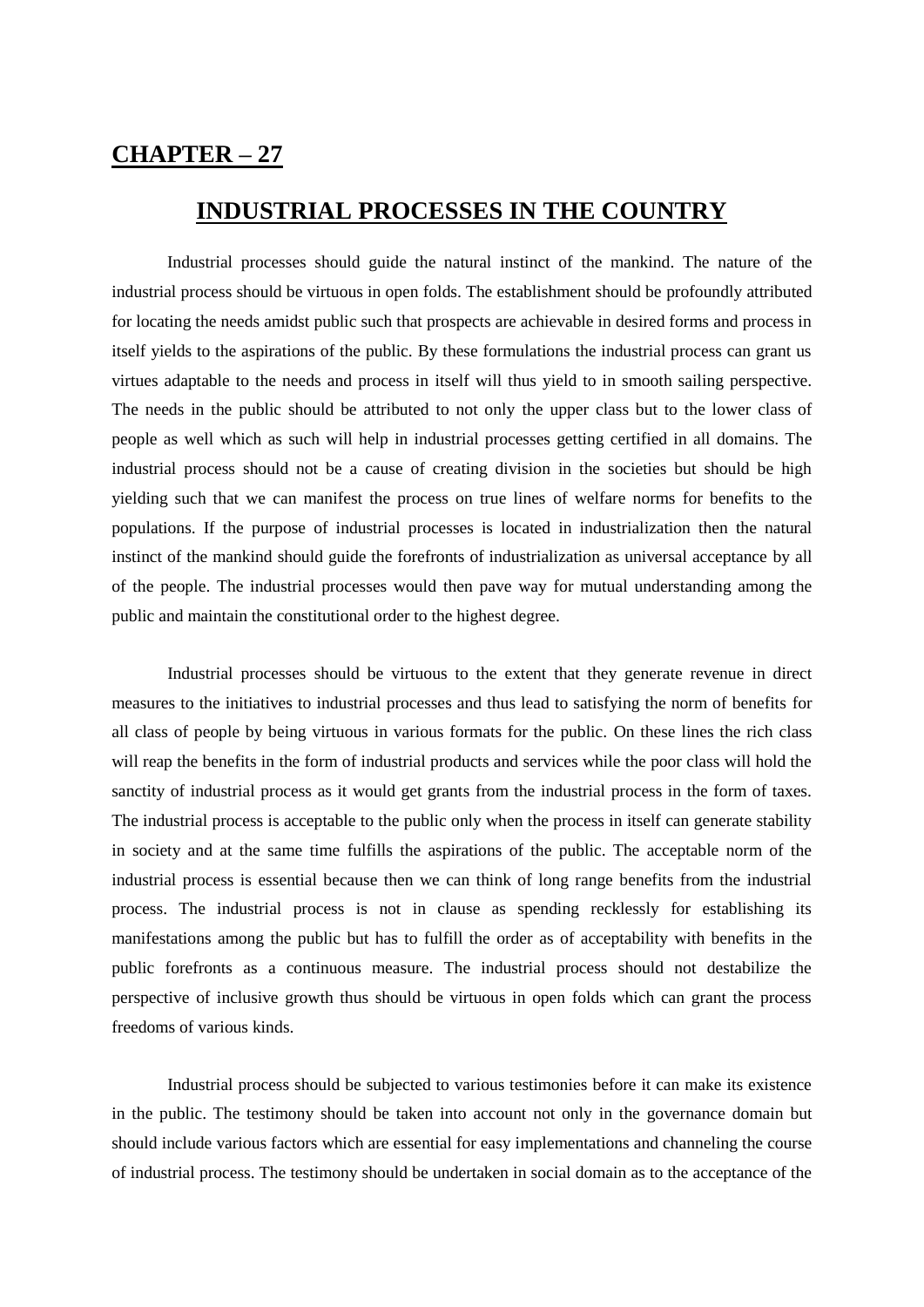# CHAPTER – 27

## INDUSTRIAL PROCESSES IN THE COUNTRY

Industrial processes should guide the natural instinct of the mankind. The nature of the industrial process should be virtuous in open folds. The establishment should be profoundly attributed for locating the needs amidst public such that prospects are achievable in desired forms and process in itself yields to the aspirations of the public. By these formulations the industrial process can grant us virtues adaptable to the needs and process in itself will thus yield to in smooth sailing perspective. The needs in the public should be attributed to not only the upper class but to the lower class of people as well which as such will help in industrial processes getting certified in all domains. The industrial process should not be a cause of creating division in the societies but should be high yielding such that we can manifest the process on true lines of welfare norms for benefits to the populations. If the purpose of industrial processes is located in industrialization then the natural instinct of the mankind should guide the forefronts of industrialization as universal acceptance by all of the people. The industrial processes would then pave way for mutual understanding among the public and maintain the constitutional order to the highest degree.

Industrial processes should be virtuous to the extent that they generate revenue in direct measures to the initiatives to industrial processes and thus lead to satisfying the norm of benefits for all class of people by being virtuous in various formats for the public. On these lines the rich class will reap the benefits in the form of industrial products and services while the poor class will hold the sanctity of industrial process as it would get grants from the industrial process in the form of taxes. The industrial process is acceptable to the public only when the process in itself can generate stability in society and at the same time fulfills the aspirations of the public. The acceptable norm of the industrial process is essential because then we can think of long range benefits from the industrial process. The industrial process is not in clause as spending recklessly for establishing its manifestations among the public but has to fulfill the order as of acceptability with benefits in the public forefronts as a continuous measure. The industrial process should not destabilize the perspective of inclusive growth thus should be virtuous in open folds which can grant the process freedoms of various kinds.

Industrial process should be subjected to various testimonies before it can make its existence in the public. The testimony should be taken into account not only in the governance domain but should include various factors which are essential for easy implementations and channeling the course of industrial process. The testimony should be undertaken in social domain as to the acceptance of the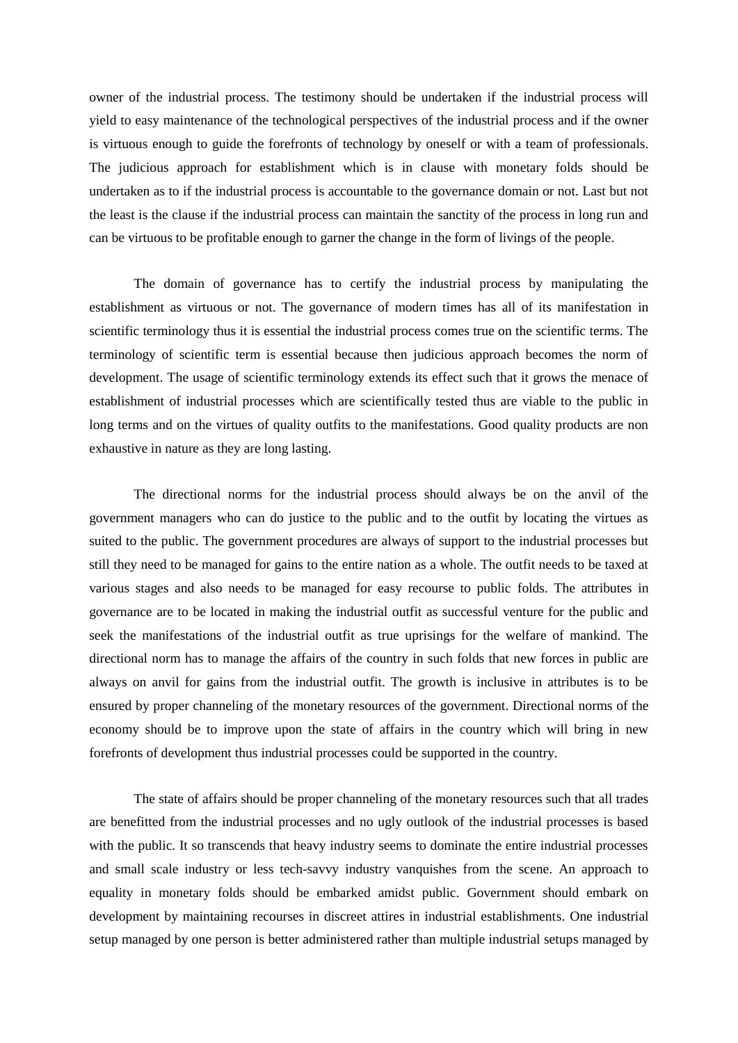owner of the industrial process. The testimony should be undertaken if the industrial process will yield to easy maintenance of the technological perspectives of the industrial process and if the owner is virtuous enough to guide the forefronts of technology by oneself or with a team of professionals. The judicious approach for establishment which is in clause with monetary folds should be undertaken as to if the industrial process is accountable to the governance domain or not. Last but not the least is the clause if the industrial process can maintain the sanctity of the process in long run and can be virtuous to be profitable enough to garner the change in the form of livings of the people.

The domain of governance has to certify the industrial process by manipulating the establishment as virtuous or not. The governance of modern times has all of its manifestation in scientific terminology thus it is essential the industrial process comes true on the scientific terms. The terminology of scientific term is essential because then judicious approach becomes the norm of development. The usage of scientific terminology extends its effect such that it grows the menace of establishment of industrial processes which are scientifically tested thus are viable to the public in long terms and on the virtues of quality outfits to the manifestations. Good quality products are non exhaustive in nature as they are long lasting.

The directional norms for the industrial process should always be on the anvil of the government managers who can do justice to the public and to the outfit by locating the virtues as suited to the public. The government procedures are always of support to the industrial processes but still they need to be managed for gains to the entire nation as a whole. The outfit needs to be taxed at various stages and also needs to be managed for easy recourse to public folds. The attributes in governance are to be located in making the industrial outfit as successful venture for the public and seek the manifestations of the industrial outfit as true uprisings for the welfare of mankind. The directional norm has to manage the affairs of the country in such folds that new forces in public are always on anvil for gains from the industrial outfit. The growth is inclusive in attributes is to be ensured by proper channeling of the monetary resources of the government. Directional norms of the economy should be to improve upon the state of affairs in the country which will bring in new forefronts of development thus industrial processes could be supported in the country.

The state of affairs should be proper channeling of the monetary resources such that all trades are benefitted from the industrial processes and no ugly outlook of the industrial processes is based with the public. It so transcends that heavy industry seems to dominate the entire industrial processes and small scale industry or less tech-savvy industry vanquishes from the scene. An approach to equality in monetary folds should be embarked amidst public. Government should embark on development by maintaining recourses in discreet attires in industrial establishments. One industrial setup managed by one person is better administered rather than multiple industrial setups managed by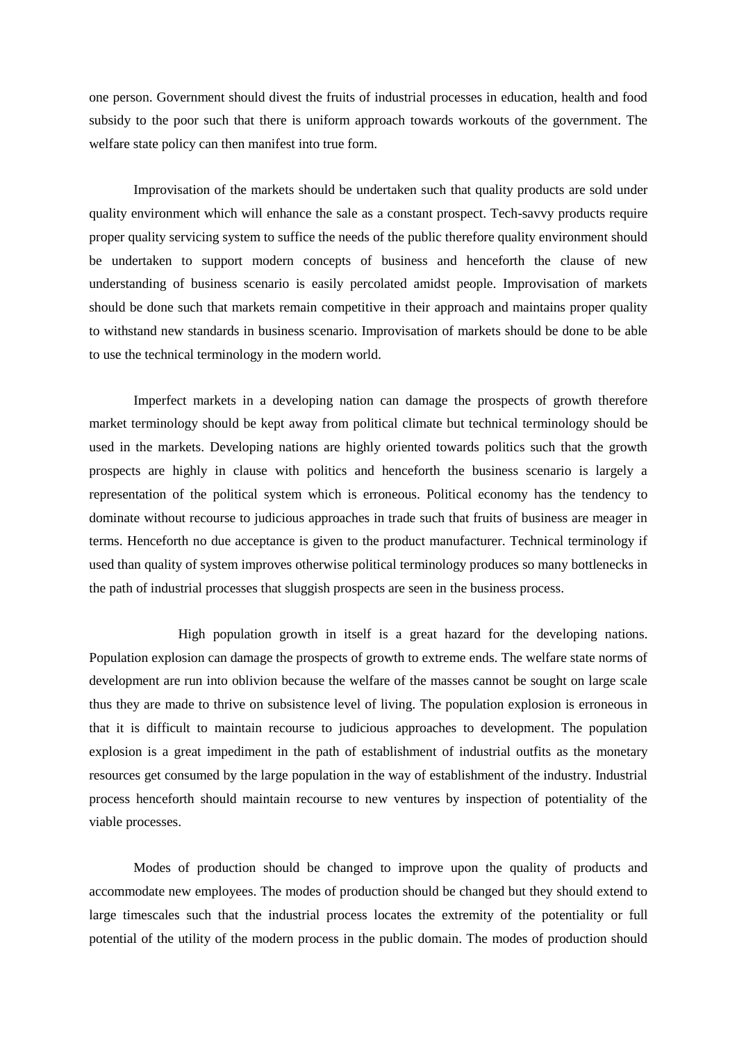one person. Government should divest the fruits of industrial processes in education, health and food subsidy to the poor such that there is uniform approach towards workouts of the government. The welfare state policy can then manifest into true form.

Improvisation of the markets should be undertaken such that quality products are sold under quality environment which will enhance the sale as a constant prospect. Tech-savvy products require proper quality servicing system to suffice the needs of the public therefore quality environment should be undertaken to support modern concepts of business and henceforth the clause of new understanding of business scenario is easily percolated amidst people. Improvisation of markets should be done such that markets remain competitive in their approach and maintains proper quality to withstand new standards in business scenario. Improvisation of markets should be done to be able to use the technical terminology in the modern world.

Imperfect markets in a developing nation can damage the prospects of growth therefore market terminology should be kept away from political climate but technical terminology should be used in the markets. Developing nations are highly oriented towards politics such that the growth prospects are highly in clause with politics and henceforth the business scenario is largely a representation of the political system which is erroneous. Political economy has the tendency to dominate without recourse to judicious approaches in trade such that fruits of business are meager in terms. Henceforth no due acceptance is given to the product manufacturer. Technical terminology if used than quality of system improves otherwise political terminology produces so many bottlenecks in the path of industrial processes that sluggish prospects are seen in the business process.

High population growth in itself is a great hazard for the developing nations. Population explosion can damage the prospects of growth to extreme ends. The welfare state norms of development are run into oblivion because the welfare of the masses cannot be sought on large scale thus they are made to thrive on subsistence level of living. The population explosion is erroneous in that it is difficult to maintain recourse to judicious approaches to development. The population explosion is a great impediment in the path of establishment of industrial outfits as the monetary resources get consumed by the large population in the way of establishment of the industry. Industrial process henceforth should maintain recourse to new ventures by inspection of potentiality of the viable processes.

Modes of production should be changed to improve upon the quality of products and accommodate new employees. The modes of production should be changed but they should extend to large timescales such that the industrial process locates the extremity of the potentiality or full potential of the utility of the modern process in the public domain. The modes of production should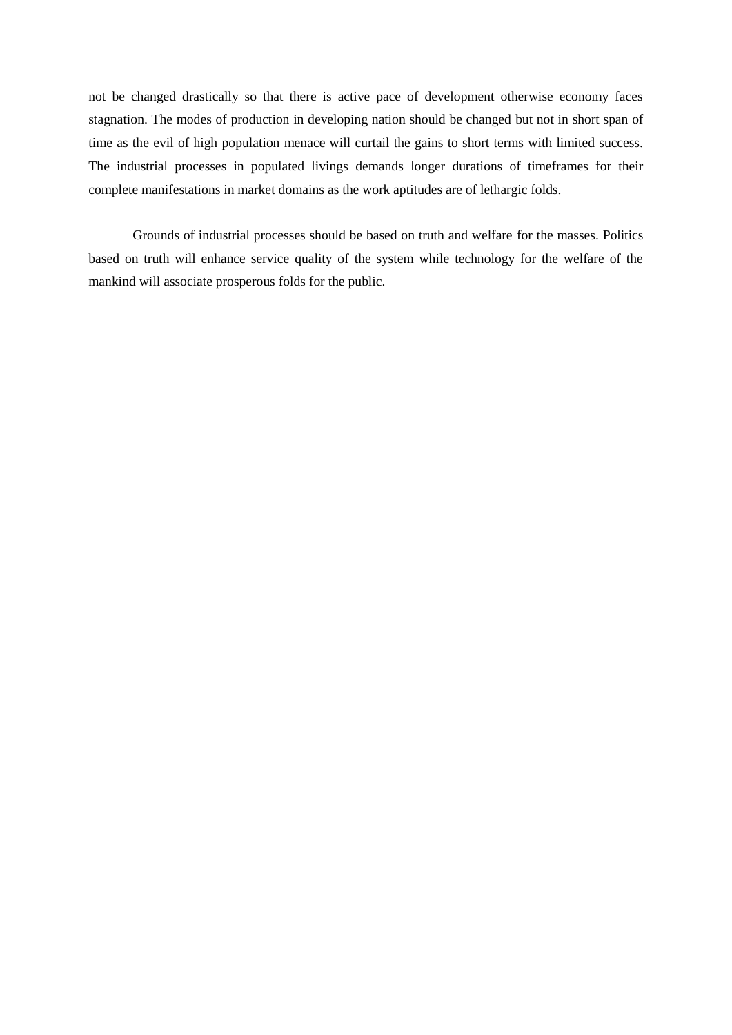not be changed drastically so that there is active pace of development otherwise economy faces stagnation. The modes of production in developing nation should be changed but not in short span of time as the evil of high population menace will curtail the gains to short terms with limited success. The industrial processes in populated livings demands longer durations of timeframes for their complete manifestations in market domains as the work aptitudes are of lethargic folds.

Grounds of industrial processes should be based on truth and welfare for the masses. Politics based on truth will enhance service quality of the system while technology for the welfare of the mankind will associate prosperous folds for the public.